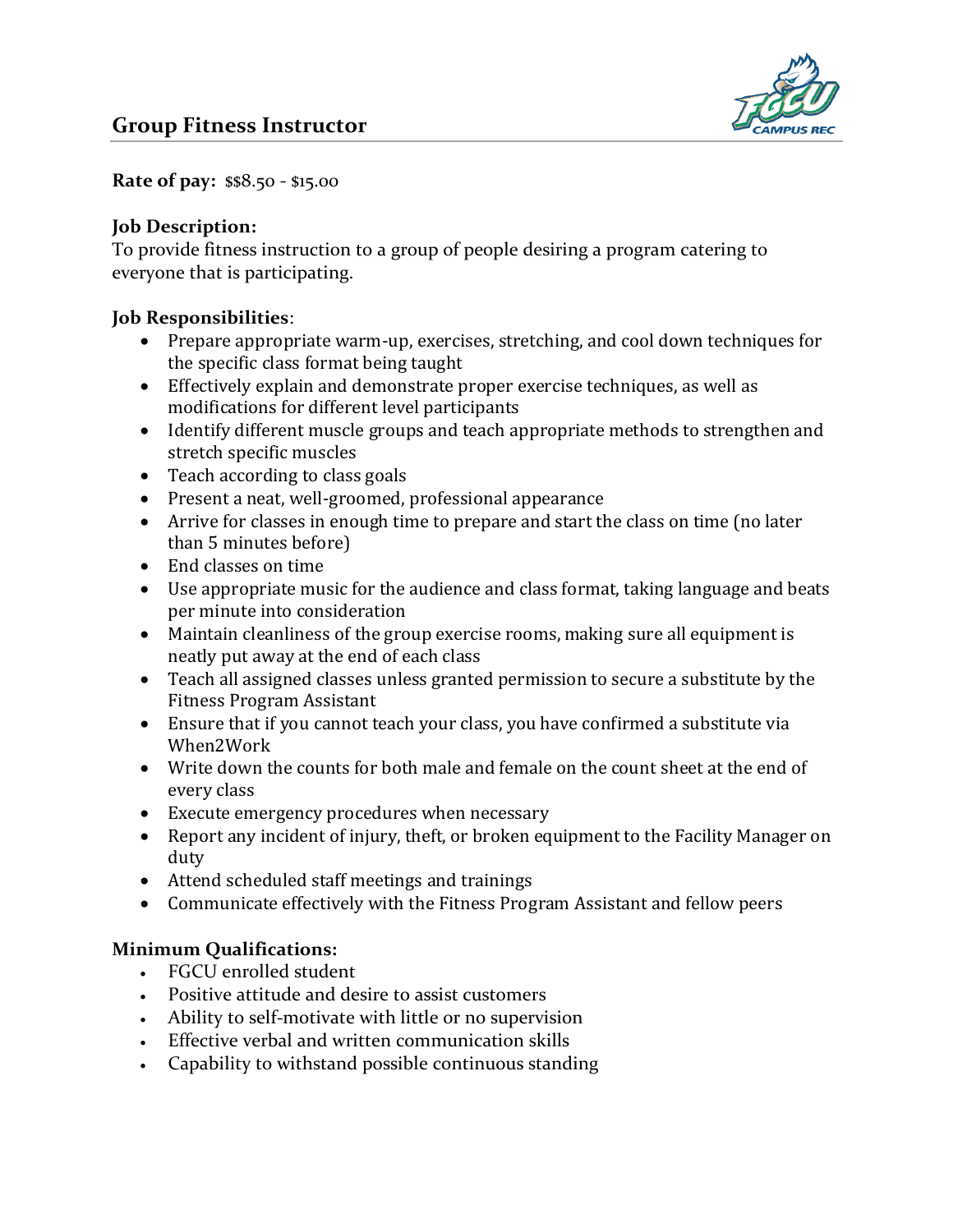# Group Fitness Instructor

**Rate of pay:** $$8.50 - $15.00

**Job Description:**
To provide fitness instruction to a group of people desiring a program catering to everyone that is participating.

**Job Responsibilities**:

- Prepare appropriate warm-up, exercises, stretching, and cool down techniques for the specific class format being taught
- Effectively explain and demonstrate proper exercise techniques, as well as modifications for different level participants
- Identify different muscle groups and teach appropriate methods to strengthen and stretch specific muscles
- Teach according to class goals
- Present a neat, well-groomed, professional appearance
- Arrive for classes in enough time to prepare and start the class on time (no later than 5 minutes before)
- End classes on time
- Use appropriate music for the audience and class format, taking language and beats per minute into consideration
- Maintain cleanliness of the group exercise rooms, making sure all equipment is neatly put away at the end of each class
- Teach all assigned classes unless granted permission to secure a substitute by the Fitness Program Assistant
- Ensure that if you cannot teach your class, you have confirmed a substitute via When2Work
- Write down the counts for both male and female on the count sheet at the end of every class
- Execute emergency procedures when necessary
- Report any incident of injury, theft, or broken equipment to the Facility Manager on duty
- Attend scheduled staff meetings and trainings
- Communicate effectively with the Fitness Program Assistant and fellow peers

**Minimum Qualifications:**

- FGCU enrolled student
- Positive attitude and desire to assist customers
- Ability to self-motivate with little or no supervision
- Effective verbal and written communication skills
- Capability to withstand possible continuous standing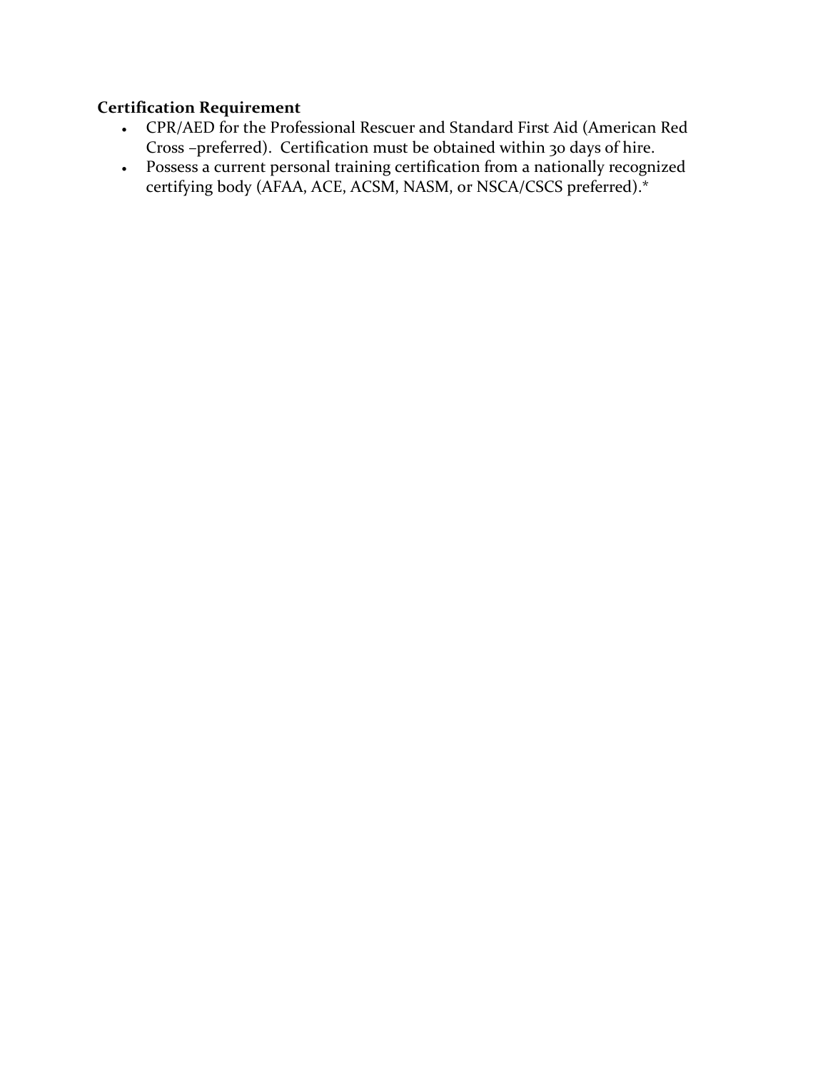**Certification Requirement**

- CPR/AED for the Professional Rescuer and Standard First Aid (American Red Cross –preferred). Certification must be obtained within 30 days of hire.
- Possess a current personal training certification from a nationally recognized certifying body (AFAA, ACE, ACSM, NASM, or NSCA/CSCS preferred).*